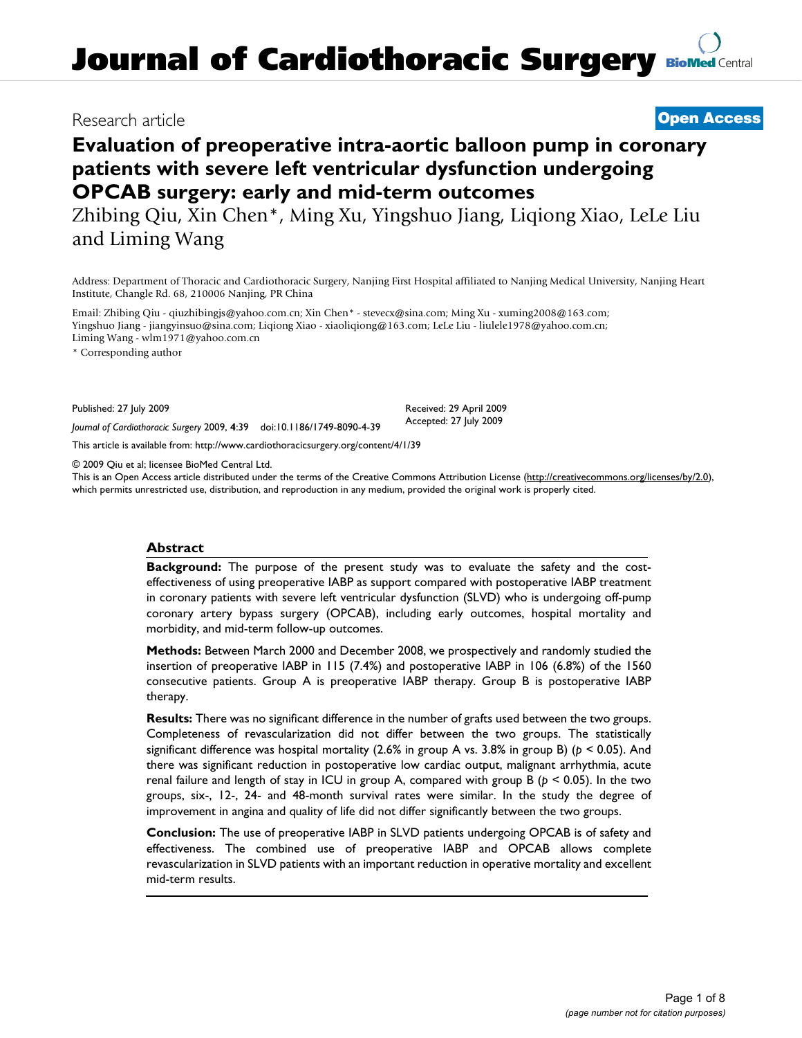Research article

**Open Access**

# Evaluation of preoperative intra-aortic balloon pump in coronary patients with severe left ventricular dysfunction undergoing OPCAB surgery: early and mid-term outcomes

Zhibing Qiu, Xin Chen*, Ming Xu, Yingshuo Jiang, Liqiong Xiao, LeLe Liu and Liming Wang

Address: Department of Thoracic and Cardiothoracic Surgery, Nanjing First Hospital affiliated to Nanjing Medical University, Nanjing Heart Institute, Changle Rd. 68, 210006 Nanjing, PR China

Email: Zhibing Qiu - qiuzhibingjs@yahoo.com.cn; Xin Chen* - stevecx@sina.com; Ming Xu - xuming2008@163.com; Yingshuo Jiang - jiangyinsuo@sina.com; Liqiong Xiao - xiaoliqiong@163.com; LeLe Liu - liulele1978@yahoo.com.cn; Liming Wang - wlm1971@yahoo.com.cn

* Corresponding author

Published: 27 July 2009

*Journal of Cardiothoracic Surgery* 2009, **4**:39 doi:10.1186/1749-8090-4-39

Received: 29 April 2009
Accepted: 27 July 2009

This article is available from: http://www.cardiothoracicsurgery.org/content/4/1/39

© 2009 Qiu et al; licensee BioMed Central Ltd.
This is an Open Access article distributed under the terms of the Creative Commons Attribution License (http://creativecommons.org/licenses/by/2.0), which permits unrestricted use, distribution, and reproduction in any medium, provided the original work is properly cited.

## Abstract

**Background:** The purpose of the present study was to evaluate the safety and the cost-effectiveness of using preoperative IABP as support compared with postoperative IABP treatment in coronary patients with severe left ventricular dysfunction (SLVD) who is undergoing off-pump coronary artery bypass surgery (OPCAB), including early outcomes, hospital mortality and morbidity, and mid-term follow-up outcomes.

**Methods:** Between March 2000 and December 2008, we prospectively and randomly studied the insertion of preoperative IABP in 115 (7.4%) and postoperative IABP in 106 (6.8%) of the 1560 consecutive patients. Group A is preoperative IABP therapy. Group B is postoperative IABP therapy.

**Results:** There was no significant difference in the number of grafts used between the two groups. Completeness of revascularization did not differ between the two groups. The statistically significant difference was hospital mortality (2.6% in group A vs. 3.8% in group B) ($p < 0.05$). And there was significant reduction in postoperative low cardiac output, malignant arrhythmia, acute renal failure and length of stay in ICU in group A, compared with group B ($p < 0.05$). In the two groups, six-, 12-, 24- and 48-month survival rates were similar. In the study the degree of improvement in angina and quality of life did not differ significantly between the two groups.

**Conclusion:** The use of preoperative IABP in SLVD patients undergoing OPCAB is of safety and effectiveness. The combined use of preoperative IABP and OPCAB allows complete revascularization in SLVD patients with an important reduction in operative mortality and excellent mid-term results.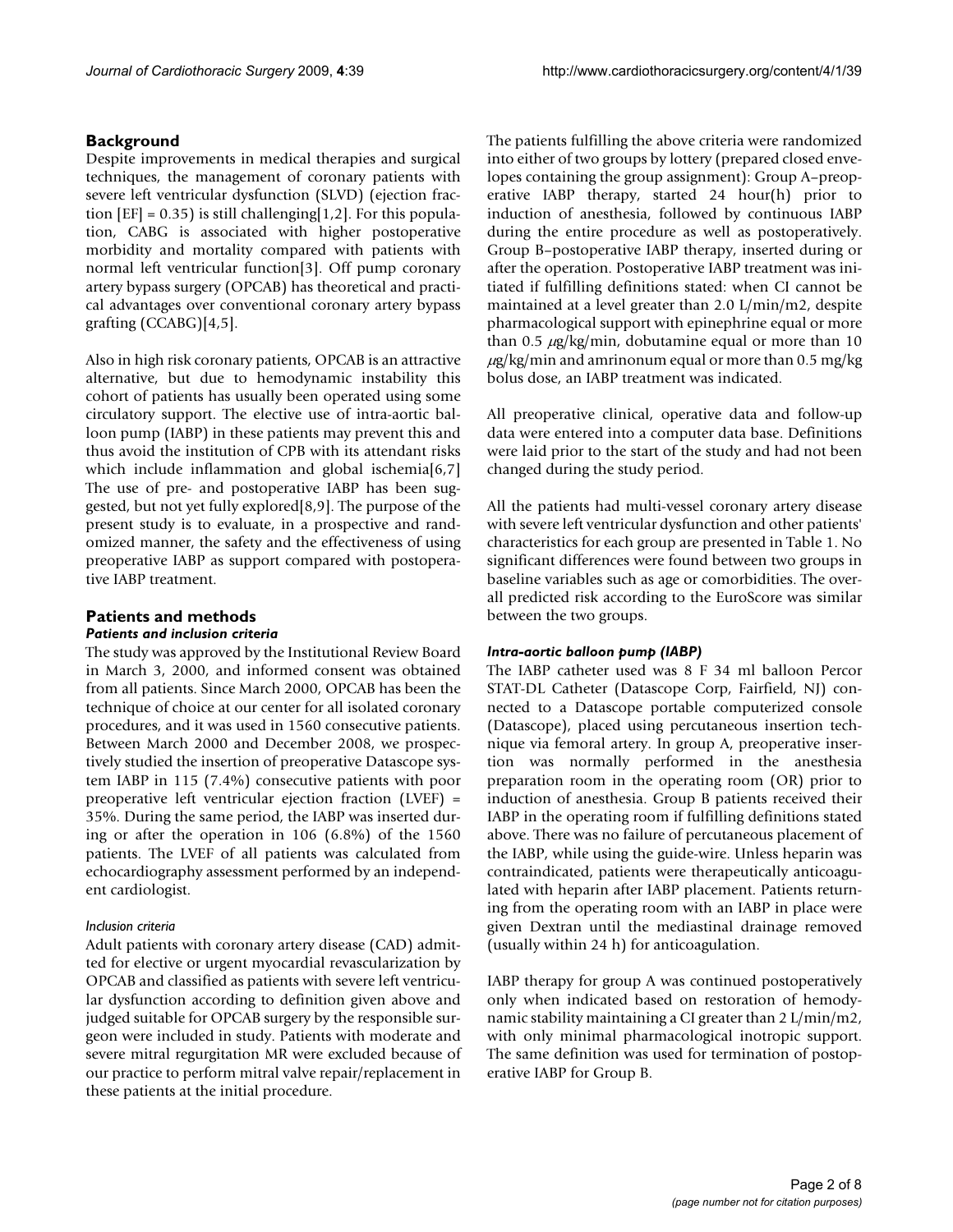## Background

Despite improvements in medical therapies and surgical techniques, the management of coronary patients with severe left ventricular dysfunction (SLVD) (ejection fraction [EF] = 0.35) is still challenging[1,2]. For this population, CABG is associated with higher postoperative morbidity and mortality compared with patients with normal left ventricular function[3]. Off pump coronary artery bypass surgery (OPCAB) has theoretical and practical advantages over conventional coronary artery bypass grafting (CCABG)[4,5].

Also in high risk coronary patients, OPCAB is an attractive alternative, but due to hemodynamic instability this cohort of patients has usually been operated using some circulatory support. The elective use of intra-aortic balloon pump (IABP) in these patients may prevent this and thus avoid the institution of CPB with its attendant risks which include inflammation and global ischemia[6,7] The use of pre- and postoperative IABP has been suggested, but not yet fully explored[8,9]. The purpose of the present study is to evaluate, in a prospective and randomized manner, the safety and the effectiveness of using preoperative IABP as support compared with postoperative IABP treatment.

## Patients and methods

### *Patients and inclusion criteria*

The study was approved by the Institutional Review Board in March 3, 2000, and informed consent was obtained from all patients. Since March 2000, OPCAB has been the technique of choice at our center for all isolated coronary procedures, and it was used in 1560 consecutive patients. Between March 2000 and December 2008, we prospectively studied the insertion of preoperative Datascope system IABP in 115 (7.4%) consecutive patients with poor preoperative left ventricular ejection fraction (LVEF) = 35%. During the same period, the IABP was inserted during or after the operation in 106 (6.8%) of the 1560 patients. The LVEF of all patients was calculated from echocardiography assessment performed by an independent cardiologist.

#### *Inclusion criteria*

Adult patients with coronary artery disease (CAD) admitted for elective or urgent myocardial revascularization by OPCAB and classified as patients with severe left ventricular dysfunction according to definition given above and judged suitable for OPCAB surgery by the responsible surgeon were included in study. Patients with moderate and severe mitral regurgitation MR were excluded because of our practice to perform mitral valve repair/replacement in these patients at the initial procedure.

The patients fulfilling the above criteria were randomized into either of two groups by lottery (prepared closed envelopes containing the group assignment): Group A–preoperative IABP therapy, started 24 hour(h) prior to induction of anesthesia, followed by continuous IABP during the entire procedure as well as postoperatively. Group B–postoperative IABP therapy, inserted during or after the operation. Postoperative IABP treatment was initiated if fulfilling definitions stated: when CI cannot be maintained at a level greater than 2.0 L/min/m2, despite pharmacological support with epinephrine equal or more than 0.5 $\mu$g/kg/min, dobutamine equal or more than 10 $\mu$g/kg/min and amrinonum equal or more than 0.5 mg/kg bolus dose, an IABP treatment was indicated.

All preoperative clinical, operative data and follow-up data were entered into a computer data base. Definitions were laid prior to the start of the study and had not been changed during the study period.

All the patients had multi-vessel coronary artery disease with severe left ventricular dysfunction and other patients' characteristics for each group are presented in Table 1. No significant differences were found between two groups in baseline variables such as age or comorbidities. The overall predicted risk according to the EuroScore was similar between the two groups.

### *Intra-aortic balloon pump (IABP)*

The IABP catheter used was 8 F 34 ml balloon Percor STAT-DL Catheter (Datascope Corp, Fairfield, NJ) connected to a Datascope portable computerized console (Datascope), placed using percutaneous insertion technique via femoral artery. In group A, preoperative insertion was normally performed in the anesthesia preparation room in the operating room (OR) prior to induction of anesthesia. Group B patients received their IABP in the operating room if fulfilling definitions stated above. There was no failure of percutaneous placement of the IABP, while using the guide-wire. Unless heparin was contraindicated, patients were therapeutically anticoagulated with heparin after IABP placement. Patients returning from the operating room with an IABP in place were given Dextran until the mediastinal drainage removed (usually within 24 h) for anticoagulation.

IABP therapy for group A was continued postoperatively only when indicated based on restoration of hemodynamic stability maintaining a CI greater than 2 L/min/m2, with only minimal pharmacological inotropic support. The same definition was used for termination of postoperative IABP for Group B.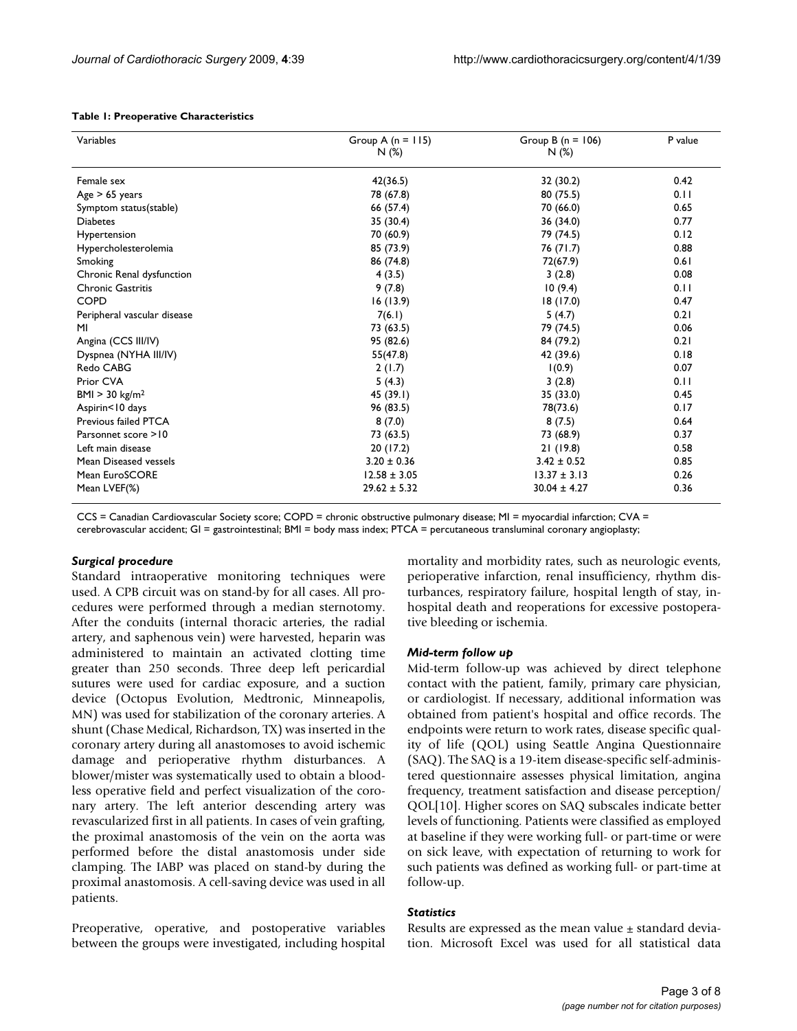**Table 1: Preoperative Characteristics**

| Variables | Group A (n = 115) N (%) | Group B (n = 106) N (%) | P value |
|---|---|---|---|
| Female sex | 42(36.5) | 32 (30.2) | 0.42 |
| Age > 65 years | 78 (67.8) | 80 (75.5) | 0.11 |
| Symptom status(stable) | 66 (57.4) | 70 (66.0) | 0.65 |
| Diabetes | 35 (30.4) | 36 (34.0) | 0.77 |
| Hypertension | 70 (60.9) | 79 (74.5) | 0.12 |
| Hypercholesterolemia | 85 (73.9) | 76 (71.7) | 0.88 |
| Smoking | 86 (74.8) | 72(67.9) | 0.61 |
| Chronic Renal dysfunction | 4 (3.5) | 3 (2.8) | 0.08 |
| Chronic Gastritis | 9 (7.8) | 10 (9.4) | 0.11 |
| COPD | 16 (13.9) | 18 (17.0) | 0.47 |
| Peripheral vascular disease | 7(6.1) | 5 (4.7) | 0.21 |
| MI | 73 (63.5) | 79 (74.5) | 0.06 |
| Angina (CCS III/IV) | 95 (82.6) | 84 (79.2) | 0.21 |
| Dyspnea (NYHA III/IV) | 55(47.8) | 42 (39.6) | 0.18 |
| Redo CABG | 2 (1.7) | 1(0.9) | 0.07 |
| Prior CVA | 5 (4.3) | 3 (2.8) | 0.11 |
| BMI > 30 $kg/m^2$ | 45 (39.1) | 35 (33.0) | 0.45 |
| Aspirin<10 days | 96 (83.5) | 78(73.6) | 0.17 |
| Previous failed PTCA | 8 (7.0) | 8 (7.5) | 0.64 |
| Parsonnet score >10 | 73 (63.5) | 73 (68.9) | 0.37 |
| Left main disease | 20 (17.2) | 21 (19.8) | 0.58 |
| Mean Diseased vessels | 3.20 ± 0.36 | 3.42 ± 0.52 | 0.85 |
| Mean EuroSCORE | 12.58 ± 3.05 | 13.37 ± 3.13 | 0.26 |
| Mean LVEF(%) | 29.62 ± 5.32 | 30.04 ± 4.27 | 0.36 |

CCS = Canadian Cardiovascular Society score; COPD = chronic obstructive pulmonary disease; MI = myocardial infarction; CVA = cerebrovascular accident; GI = gastrointestinal; BMI = body mass index; PTCA = percutaneous transluminal coronary angioplasty;

### *Surgical procedure*

Standard intraoperative monitoring techniques were used. A CPB circuit was on stand-by for all cases. All procedures were performed through a median sternotomy. After the conduits (internal thoracic arteries, the radial artery, and saphenous vein) were harvested, heparin was administered to maintain an activated clotting time greater than 250 seconds. Three deep left pericardial sutures were used for cardiac exposure, and a suction device (Octopus Evolution, Medtronic, Minneapolis, MN) was used for stabilization of the coronary arteries. A shunt (Chase Medical, Richardson, TX) was inserted in the coronary artery during all anastomoses to avoid ischemic damage and perioperative rhythm disturbances. A blower/mister was systematically used to obtain a bloodless operative field and perfect visualization of the coronary artery. The left anterior descending artery was revascularized first in all patients. In cases of vein grafting, the proximal anastomosis of the vein on the aorta was performed before the distal anastomosis under side clamping. The IABP was placed on stand-by during the proximal anastomosis. A cell-saving device was used in all patients.

Preoperative, operative, and postoperative variables between the groups were investigated, including hospital mortality and morbidity rates, such as neurologic events, perioperative infarction, renal insufficiency, rhythm disturbances, respiratory failure, hospital length of stay, in-hospital death and reoperations for excessive postoperative bleeding or ischemia.

### *Mid-term follow up*

Mid-term follow-up was achieved by direct telephone contact with the patient, family, primary care physician, or cardiologist. If necessary, additional information was obtained from patient's hospital and office records. The endpoints were return to work rates, disease specific quality of life (QOL) using Seattle Angina Questionnaire (SAQ). The SAQ is a 19-item disease-specific self-administered questionnaire assesses physical limitation, angina frequency, treatment satisfaction and disease perception/QOL[10]. Higher scores on SAQ subscales indicate better levels of functioning. Patients were classified as employed at baseline if they were working full- or part-time or were on sick leave, with expectation of returning to work for such patients was defined as working full- or part-time at follow-up.

### *Statistics*

Results are expressed as the mean value ± standard deviation. Microsoft Excel was used for all statistical data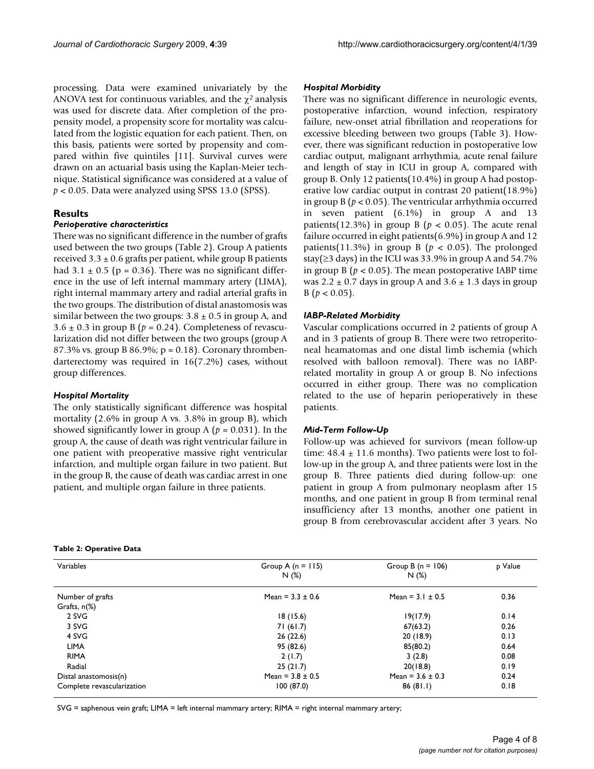processing. Data were examined univariately by the ANOVA test for continuous variables, and the $\chi^2$ analysis was used for discrete data. After completion of the propensity model, a propensity score for mortality was calculated from the logistic equation for each patient. Then, on this basis, patients were sorted by propensity and compared within five quintiles [11]. Survival curves were drawn on an actuarial basis using the Kaplan-Meier technique. Statistical significance was considered at a value of $p < 0.05$. Data were analyzed using SPSS 13.0 (SPSS).

## Results

### *Perioperative characteristics*

There was no significant difference in the number of grafts used between the two groups (Table 2). Group A patients received $3.3 \pm 0.6$ grafts per patient, while group B patients had $3.1 \pm 0.5$ ($p = 0.36$). There was no significant difference in the use of left internal mammary artery (LIMA), right internal mammary artery and radial arterial grafts in the two groups. The distribution of distal anastomosis was similar between the two groups: $3.8 \pm 0.5$ in group A, and $3.6 \pm 0.3$ in group B ($p = 0.24$). Completeness of revascularization did not differ between the two groups (group A 87.3% vs. group B 86.9%; $p = 0.18$). Coronary thrombendarterectomy was required in 16(7.2%) cases, without group differences.

### *Hospital Mortality*

The only statistically significant difference was hospital mortality (2.6% in group A vs. 3.8% in group B), which showed significantly lower in group A ($p = 0.031$). In the group A, the cause of death was right ventricular failure in one patient with preoperative massive right ventricular infarction, and multiple organ failure in two patient. But in the group B, the cause of death was cardiac arrest in one patient, and multiple organ failure in three patients.

### *Hospital Morbidity*

There was no significant difference in neurologic events, postoperative infarction, wound infection, respiratory failure, new-onset atrial fibrillation and reoperations for excessive bleeding between two groups (Table 3). However, there was significant reduction in postoperative low cardiac output, malignant arrhythmia, acute renal failure and length of stay in ICU in group A, compared with group B. Only 12 patients(10.4%) in group A had postoperative low cardiac output in contrast 20 patient(18.9%) in group B ($p < 0.05$). The ventricular arrhythmia occurred in seven patient (6.1%) in group A and 13 patients(12.3%) in group B ($p < 0.05$). The acute renal failure occurred in eight patients(6.9%) in group A and 12 patients(11.3%) in group B ($p < 0.05$). The prolonged stay($\geq$3 days) in the ICU was 33.9% in group A and 54.7% in group B ($p < 0.05$). The mean postoperative IABP time was $2.2 \pm 0.7$ days in group A and $3.6 \pm 1.3$ days in group B ($p < 0.05$).

### *IABP-Related Morbidity*

Vascular complications occurred in 2 patients of group A and in 3 patients of group B. There were two retroperitoneal heamatomas and one distal limb ischemia (which resolved with balloon removal). There was no IABP-related mortality in group A or group B. No infections occurred in either group. There was no complication related to the use of heparin perioperatively in these patients.

### *Mid-Term Follow-Up*

Follow-up was achieved for survivors (mean follow-up time: $48.4 \pm 11.6$ months). Two patients were lost to follow-up in the group A, and three patients were lost in the group B. Three patients died during follow-up: one patient in group A from pulmonary neoplasm after 15 months, and one patient in group B from terminal renal insufficiency after 13 months, another one patient in group B from cerebrovascular accident after 3 years. No

**Table 2: Operative Data**

| Variables | Group A (n = 115) N (%) | Group B (n = 106) N (%) | p Value |
|---|---|---|---|
| Number of grafts | Mean = 3.3 ± 0.6 | Mean = 3.1 ± 0.5 | 0.36 |
| Grafts, n(%) | | | |
| 2 SVG | 18 (15.6) | 19(17.9) | 0.14 |
| 3 SVG | 71 (61.7) | 67(63.2) | 0.26 |
| 4 SVG | 26 (22.6) | 20 (18.9) | 0.13 |
| LIMA | 95 (82.6) | 85(80.2) | 0.64 |
| RIMA | 2 (1.7) | 3 (2.8) | 0.08 |
| Radial | 25 (21.7) | 20(18.8) | 0.19 |
| Distal anastomosis(n) | Mean = 3.8 ± 0.5 | Mean = 3.6 ± 0.3 | 0.24 |
| Complete revascularization | 100 (87.0) | 86 (81.1) | 0.18 |

SVG = saphenous vein graft; LIMA = left internal mammary artery; RIMA = right internal mammary artery;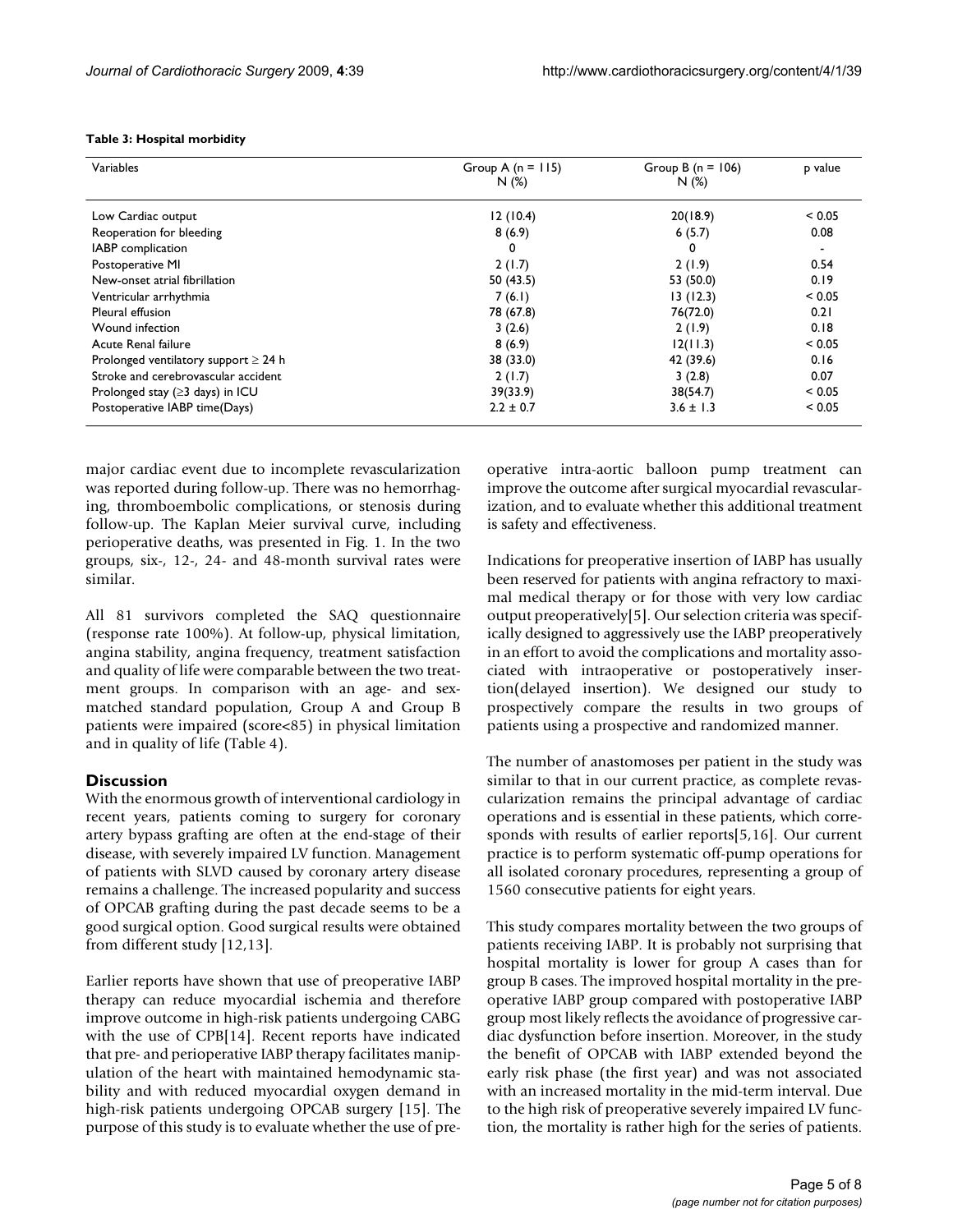**Table 3: Hospital morbidity**

| Variables | Group A (n = 115) N (%) | Group B (n = 106) N (%) | p value |
|---|---|---|---|
| Low Cardiac output | 12 (10.4) | 20(18.9) | < 0.05 |
| Reoperation for bleeding | 8 (6.9) | 6 (5.7) | 0.08 |
| IABP complication | 0 | 0 | - |
| Postoperative MI | 2 (1.7) | 2 (1.9) | 0.54 |
| New-onset atrial fibrillation | 50 (43.5) | 53 (50.0) | 0.19 |
| Ventricular arrhythmia | 7 (6.1) | 13 (12.3) | < 0.05 |
| Pleural effusion | 78 (67.8) | 76(72.0) | 0.21 |
| Wound infection | 3 (2.6) | 2 (1.9) | 0.18 |
| Acute Renal failure | 8 (6.9) | 12(11.3) | < 0.05 |
| Prolonged ventilatory support ≥ 24 h | 38 (33.0) | 42 (39.6) | 0.16 |
| Stroke and cerebrovascular accident | 2 (1.7) | 3 (2.8) | 0.07 |
| Prolonged stay (≥3 days) in ICU | 39(33.9) | 38(54.7) | < 0.05 |
| Postoperative IABP time(Days) | 2.2 ± 0.7 | 3.6 ± 1.3 | < 0.05 |

major cardiac event due to incomplete revascularization was reported during follow-up. There was no hemorrhaging, thromboembolic complications, or stenosis during follow-up. The Kaplan Meier survival curve, including perioperative deaths, was presented in Fig. 1. In the two groups, six-, 12-, 24- and 48-month survival rates were similar.

All 81 survivors completed the SAQ questionnaire (response rate 100%). At follow-up, physical limitation, angina stability, angina frequency, treatment satisfaction and quality of life were comparable between the two treatment groups. In comparison with an age- and sex-matched standard population, Group A and Group B patients were impaired (score<85) in physical limitation and in quality of life (Table 4).

## Discussion

With the enormous growth of interventional cardiology in recent years, patients coming to surgery for coronary artery bypass grafting are often at the end-stage of their disease, with severely impaired LV function. Management of patients with SLVD caused by coronary artery disease remains a challenge. The increased popularity and success of OPCAB grafting during the past decade seems to be a good surgical option. Good surgical results were obtained from different study [12,13].

Earlier reports have shown that use of preoperative IABP therapy can reduce myocardial ischemia and therefore improve outcome in high-risk patients undergoing CABG with the use of CPB[14]. Recent reports have indicated that pre- and perioperative IABP therapy facilitates manipulation of the heart with maintained hemodynamic stability and with reduced myocardial oxygen demand in high-risk patients undergoing OPCAB surgery [15]. The purpose of this study is to evaluate whether the use of preoperative intra-aortic balloon pump treatment can improve the outcome after surgical myocardial revascularization, and to evaluate whether this additional treatment is safety and effectiveness.

Indications for preoperative insertion of IABP has usually been reserved for patients with angina refractory to maximal medical therapy or for those with very low cardiac output preoperatively[5]. Our selection criteria was specifically designed to aggressively use the IABP preoperatively in an effort to avoid the complications and mortality associated with intraoperative or postoperatively insertion(delayed insertion). We designed our study to prospectively compare the results in two groups of patients using a prospective and randomized manner.

The number of anastomoses per patient in the study was similar to that in our current practice, as complete revascularization remains the principal advantage of cardiac operations and is essential in these patients, which corresponds with results of earlier reports[5,16]. Our current practice is to perform systematic off-pump operations for all isolated coronary procedures, representing a group of 1560 consecutive patients for eight years.

This study compares mortality between the two groups of patients receiving IABP. It is probably not surprising that hospital mortality is lower for group A cases than for group B cases. The improved hospital mortality in the preoperative IABP group compared with postoperative IABP group most likely reflects the avoidance of progressive cardiac dysfunction before insertion. Moreover, in the study the benefit of OPCAB with IABP extended beyond the early risk phase (the first year) and was not associated with an increased mortality in the mid-term interval. Due to the high risk of preoperative severely impaired LV function, the mortality is rather high for the series of patients.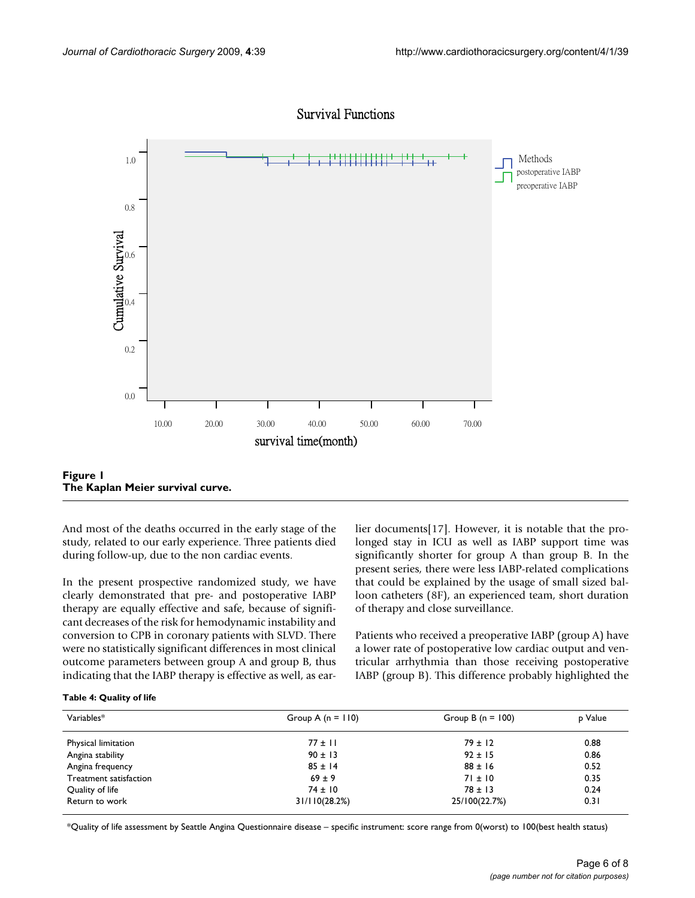**Figure 1**
**The Kaplan Meier survival curve.**

And most of the deaths occurred in the early stage of the study, related to our early experience. Three patients died during follow-up, due to the non cardiac events.

In the present prospective randomized study, we have clearly demonstrated that pre- and postoperative IABP therapy are equally effective and safe, because of significant decreases of the risk for hemodynamic instability and conversion to CPB in coronary patients with SLVD. There were no statistically significant differences in most clinical outcome parameters between group A and group B, thus indicating that the IABP therapy is effective as well, as earlier documents[17]. However, it is notable that the prolonged stay in ICU as well as IABP support time was significantly shorter for group A than group B. In the present series, there were less IABP-related complications that could be explained by the usage of small sized balloon catheters (8F), an experienced team, short duration of therapy and close surveillance.

Patients who received a preoperative IABP (group A) have a lower rate of postoperative low cardiac output and ventricular arrhythmia than those receiving postoperative IABP (group B). This difference probably highlighted the

**Table 4: Quality of life**

| Variables* | Group A (n = 110) | Group B (n = 100) | p Value |
|---|---|---|---|
| Physical limitation | 77 ± 11 | 79 ± 12 | 0.88 |
| Angina stability | 90 ± 13 | 92 ± 15 | 0.86 |
| Angina frequency | 85 ± 14 | 88 ± 16 | 0.52 |
| Treatment satisfaction | 69 ± 9 | 71 ± 10 | 0.35 |
| Quality of life | 74 ± 10 | 78 ± 13 | 0.24 |
| Return to work | 31/110(28.2%) | 25/100(22.7%) | 0.31 |

*Quality of life assessment by Seattle Angina Questionnaire disease – specific instrument: score range from 0(worst) to 100(best health status)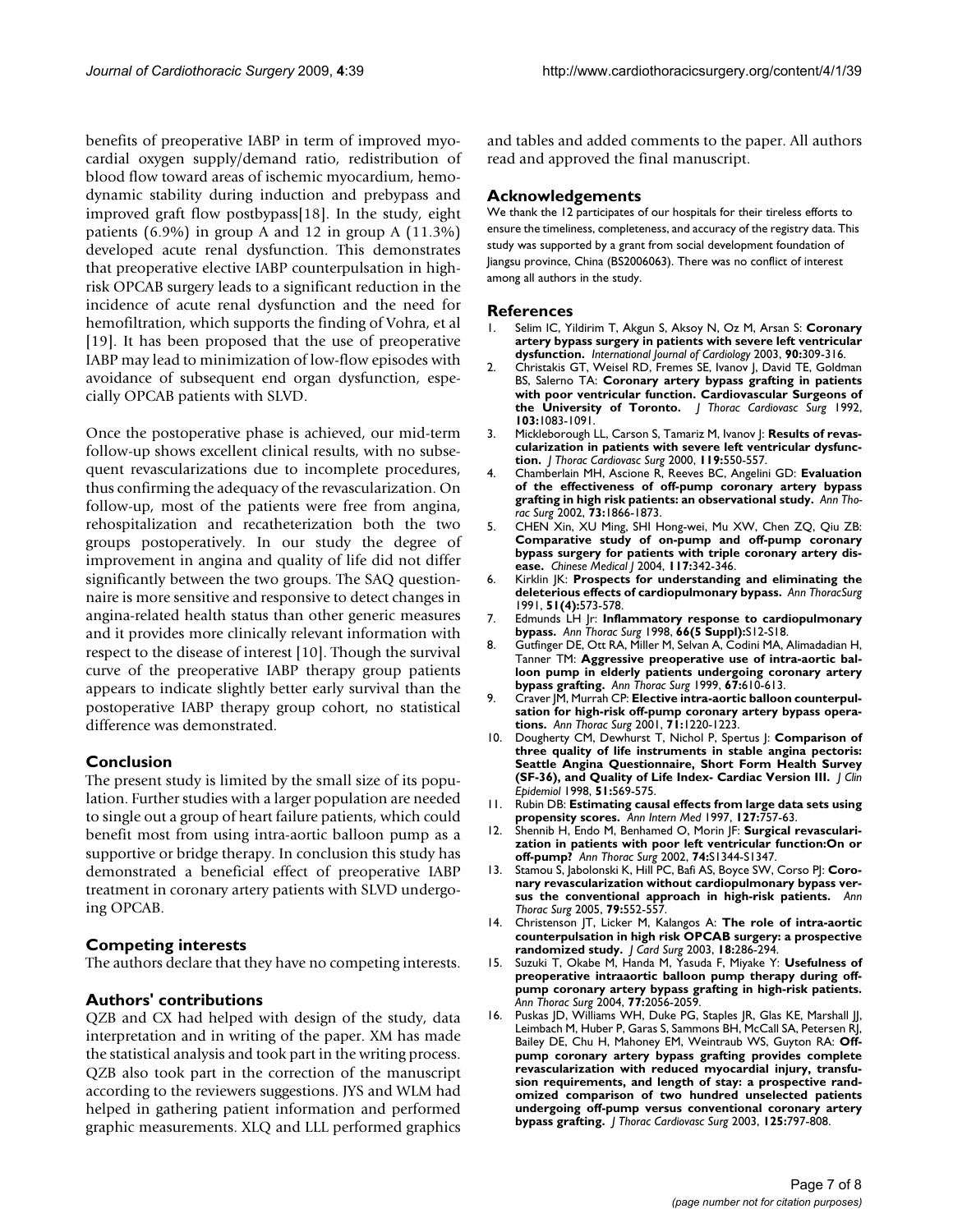benefits of preoperative IABP in term of improved myocardial oxygen supply/demand ratio, redistribution of blood flow toward areas of ischemic myocardium, hemodynamic stability during induction and prebypass and improved graft flow postbypass[18]. In the study, eight patients (6.9%) in group A and 12 in group A (11.3%) developed acute renal dysfunction. This demonstrates that preoperative elective IABP counterpulsation in high-risk OPCAB surgery leads to a significant reduction in the incidence of acute renal dysfunction and the need for hemofiltration, which supports the finding of Vohra, et al [19]. It has been proposed that the use of preoperative IABP may lead to minimization of low-flow episodes with avoidance of subsequent end organ dysfunction, especially OPCAB patients with SLVD.

Once the postoperative phase is achieved, our mid-term follow-up shows excellent clinical results, with no subsequent revascularizations due to incomplete procedures, thus confirming the adequacy of the revascularization. On follow-up, most of the patients were free from angina, rehospitalization and recatheterization both the two groups postoperatively. In our study the degree of improvement in angina and quality of life did not differ significantly between the two groups. The SAQ questionnaire is more sensitive and responsive to detect changes in angina-related health status than other generic measures and it provides more clinically relevant information with respect to the disease of interest [10]. Though the survival curve of the preoperative IABP therapy group patients appears to indicate slightly better early survival than the postoperative IABP therapy group cohort, no statistical difference was demonstrated.

## Conclusion

The present study is limited by the small size of its population. Further studies with a larger population are needed to single out a group of heart failure patients, which could benefit most from using intra-aortic balloon pump as a supportive or bridge therapy. In conclusion this study has demonstrated a beneficial effect of preoperative IABP treatment in coronary artery patients with SLVD undergoing OPCAB.

## Competing interests

The authors declare that they have no competing interests.

## Authors' contributions

QZB and CX had helped with design of the study, data interpretation and in writing of the paper. XM has made the statistical analysis and took part in the writing process. QZB also took part in the correction of the manuscript according to the reviewers suggestions. JYS and WLM had helped in gathering patient information and performed graphic measurements. XLQ and LLL performed graphics and tables and added comments to the paper. All authors read and approved the final manuscript.

## Acknowledgements

We thank the 12 participates of our hospitals for their tireless efforts to ensure the timeliness, completeness, and accuracy of the registry data. This study was supported by a grant from social development foundation of Jiangsu province, China (BS2006063). There was no conflict of interest among all authors in the study.

## References

1. Selim IC, Yildirim T, Akgun S, Aksoy N, Oz M, Arsan S: **Coronary artery bypass surgery in patients with severe left ventricular dysfunction.** *International Journal of Cardiology* 2003, **90:**309-316.
2. Christakis GT, Weisel RD, Fremes SE, Ivanov J, David TE, Goldman BS, Salerno TA: **Coronary artery bypass grafting in patients with poor ventricular function. Cardiovascular Surgeons of the University of Toronto.** *J Thorac Cardiovasc Surg* 1992, **103:**1083-1091.
3. Mickleborough LL, Carson S, Tamariz M, Ivanov J: **Results of revascularization in patients with severe left ventricular dysfunction.** *J Thorac Cardiovasc Surg* 2000, **119:**550-557.
4. Chamberlain MH, Ascione R, Reeves BC, Angelini GD: **Evaluation of the effectiveness of off-pump coronary artery bypass grafting in high risk patients: an observational study.** *Ann Thorac Surg* 2002, **73:**1866-1873.
5. CHEN Xin, XU Ming, SHI Hong-wei, Mu XW, Chen ZQ, Qiu ZB: **Comparative study of on-pump and off-pump coronary bypass surgery for patients with triple coronary artery disease.** *Chinese Medical J* 2004, **117:**342-346.
6. Kirklin JK: **Prospects for understanding and eliminating the deleterious effects of cardiopulmonary bypass.** *Ann ThoracSurg* 1991, **51(4):**573-578.
7. Edmunds LH Jr: **Inflammatory response to cardiopulmonary bypass.** *Ann Thorac Surg* 1998, **66(5 Suppl):**S12-S18.
8. Gutfinger DE, Ott RA, Miller M, Selvan A, Codini MA, Alimadadian H, Tanner TM: **Aggressive preoperative use of intra-aortic balloon pump in elderly patients undergoing coronary artery bypass grafting.** *Ann Thorac Surg* 1999, **67:**610-613.
9. Craver JM, Murrah CP: **Elective intra-aortic balloon counterpulsation for high-risk off-pump coronary artery bypass operations.** *Ann Thorac Surg* 2001, **71:**1220-1223.
10. Dougherty CM, Dewhurst T, Nichol P, Spertus J: **Comparison of three quality of life instruments in stable angina pectoris: Seattle Angina Questionnaire, Short Form Health Survey (SF-36), and Quality of Life Index- Cardiac Version III.** *J Clin Epidemiol* 1998, **51:**569-575.
11. Rubin DB: **Estimating causal effects from large data sets using propensity scores.** *Ann Intern Med* 1997, **127:**757-63.
12. Shennib H, Endo M, Benhamed O, Morin JF: **Surgical revascularization in patients with poor left ventricular function:On or off-pump?** *Ann Thorac Surg* 2002, **74:**S1344-S1347.
13. Stamou S, Jabolonski K, Hill PC, Bafi AS, Boyce SW, Corso PJ: **Coronary revascularization without cardiopulmonary bypass versus the conventional approach in high-risk patients.** *Ann Thorac Surg* 2005, **79:**552-557.
14. Christenson JT, Licker M, Kalangos A: **The role of intra-aortic counterpulsation in high risk OPCAB surgery: a prospective randomized study.** *J Card Surg* 2003, **18:**286-294.
15. Suzuki T, Okabe M, Handa M, Yasuda F, Miyake Y: **Usefulness of preoperative intraaortic balloon pump therapy during off-pump coronary artery bypass grafting in high-risk patients.** *Ann Thorac Surg* 2004, **77:**2056-2059.
16. Puskas JD, Williams WH, Duke PG, Staples JR, Glas KE, Marshall JJ, Leimbach M, Huber P, Garas S, Sammons BH, McCall SA, Petersen RJ, Bailey DE, Chu H, Mahoney EM, Weintraub WS, Guyton RA: **Off-pump coronary artery bypass grafting provides complete revascularization with reduced myocardial injury, transfusion requirements, and length of stay: a prospective randomized comparison of two hundred unselected patients undergoing off-pump versus conventional coronary artery bypass grafting.** *J Thorac Cardiovasc Surg* 2003, **125:**797-808.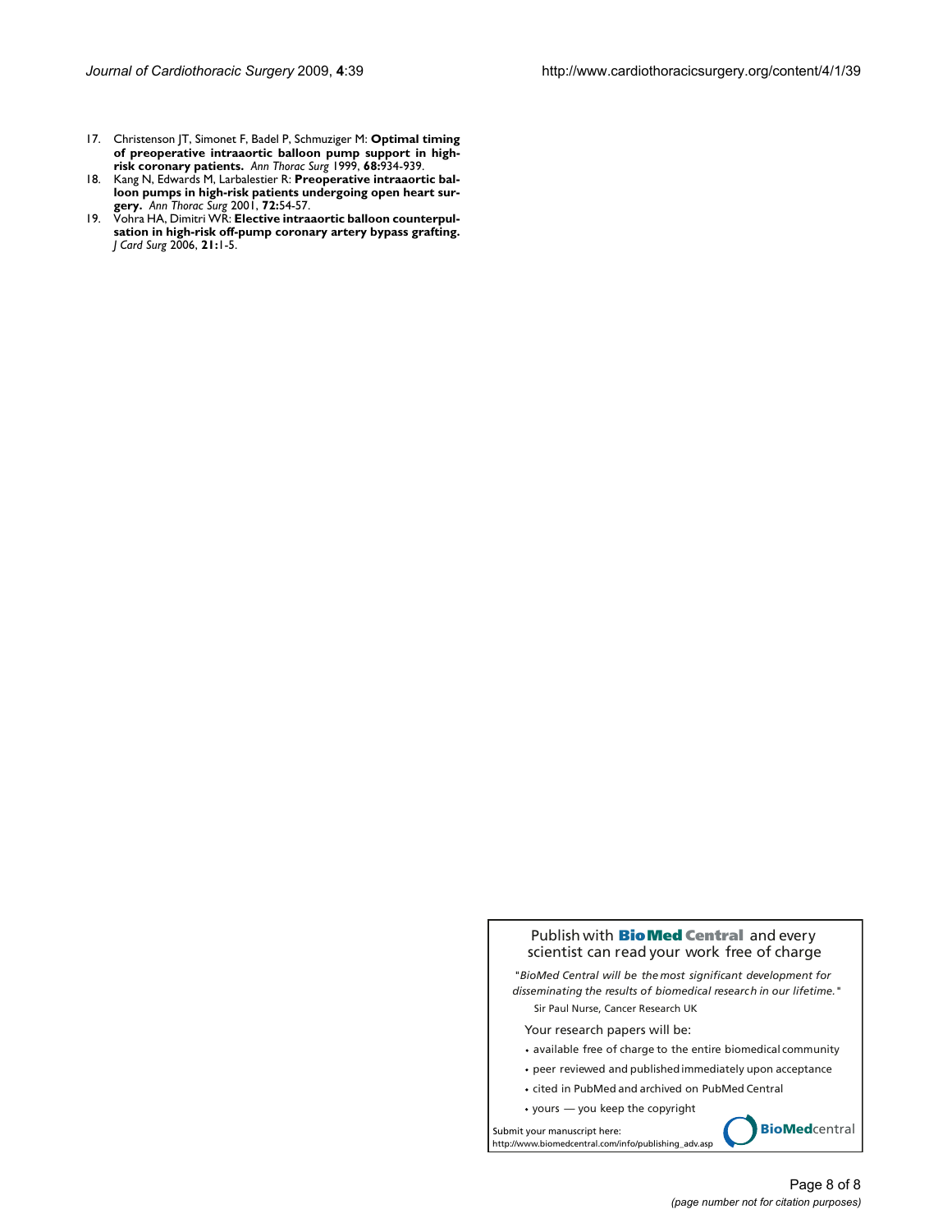17. Christenson JT, Simonet F, Badel P, Schmuziger M: **Optimal timing of preoperative intraaortic balloon pump support in high-risk coronary patients.** *Ann Thorac Surg* 1999, **68:**934-939.
18. Kang N, Edwards M, Larbalestier R: **Preoperative intraaortic balloon pumps in high-risk patients undergoing open heart surgery.** *Ann Thorac Surg* 2001, **72:**54-57.
19. Vohra HA, Dimitri WR: **Elective intraaortic balloon counterpulsation in high-risk off-pump coronary artery bypass grafting.** *J Card Surg* 2006, **21:**1-5.

Publish with **BioMed Central** and every scientist can read your work free of charge

*"BioMed Central will be the most significant development for disseminating the results of biomedical research in our lifetime."*

Sir Paul Nurse, Cancer Research UK

Your research papers will be:

- available free of charge to the entire biomedical community
- peer reviewed and published immediately upon acceptance
- cited in PubMed and archived on PubMed Central
- yours — you keep the copyright

Submit your manuscript here:
http://www.biomedcentral.com/info/publishing_adv.asp

**BioMed**central